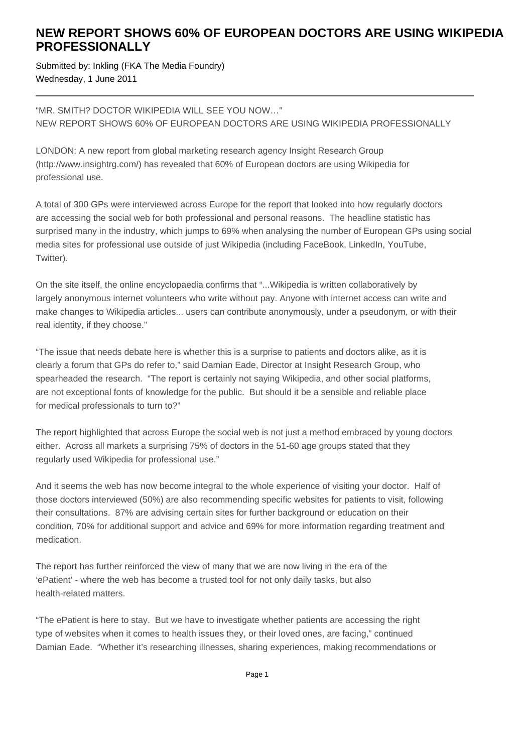# NEW REPORT SHOWS 60% OF EUROPEAN DOCTORS ARE USING WIKIPEDIA PROFESSIONALLY

Submitted by: Inkling (FKA The Media Foundry)
Wednesday, 1 June 2011

---

"MR. SMITH? DOCTOR WIKIPEDIA WILL SEE YOU NOW…"
NEW REPORT SHOWS 60% OF EUROPEAN DOCTORS ARE USING WIKIPEDIA PROFESSIONALLY

LONDON: A new report from global marketing research agency Insight Research Group (http://www.insightrg.com/) has revealed that 60% of European doctors are using Wikipedia for professional use.

A total of 300 GPs were interviewed across Europe for the report that looked into how regularly doctors are accessing the social web for both professional and personal reasons. The headline statistic has surprised many in the industry, which jumps to 69% when analysing the number of European GPs using social media sites for professional use outside of just Wikipedia (including FaceBook, LinkedIn, YouTube, Twitter).

On the site itself, the online encyclopaedia confirms that "...Wikipedia is written collaboratively by largely anonymous internet volunteers who write without pay. Anyone with internet access can write and make changes to Wikipedia articles... users can contribute anonymously, under a pseudonym, or with their real identity, if they choose."

"The issue that needs debate here is whether this is a surprise to patients and doctors alike, as it is clearly a forum that GPs do refer to," said Damian Eade, Director at Insight Research Group, who spearheaded the research. "The report is certainly not saying Wikipedia, and other social platforms, are not exceptional fonts of knowledge for the public. But should it be a sensible and reliable place for medical professionals to turn to?"

The report highlighted that across Europe the social web is not just a method embraced by young doctors either. Across all markets a surprising 75% of doctors in the 51-60 age groups stated that they regularly used Wikipedia for professional use."

And it seems the web has now become integral to the whole experience of visiting your doctor. Half of those doctors interviewed (50%) are also recommending specific websites for patients to visit, following their consultations. 87% are advising certain sites for further background or education on their condition, 70% for additional support and advice and 69% for more information regarding treatment and medication.

The report has further reinforced the view of many that we are now living in the era of the 'ePatient' - where the web has become a trusted tool for not only daily tasks, but also health-related matters.

"The ePatient is here to stay. But we have to investigate whether patients are accessing the right type of websites when it comes to health issues they, or their loved ones, are facing," continued Damian Eade. "Whether it's researching illnesses, sharing experiences, making recommendations or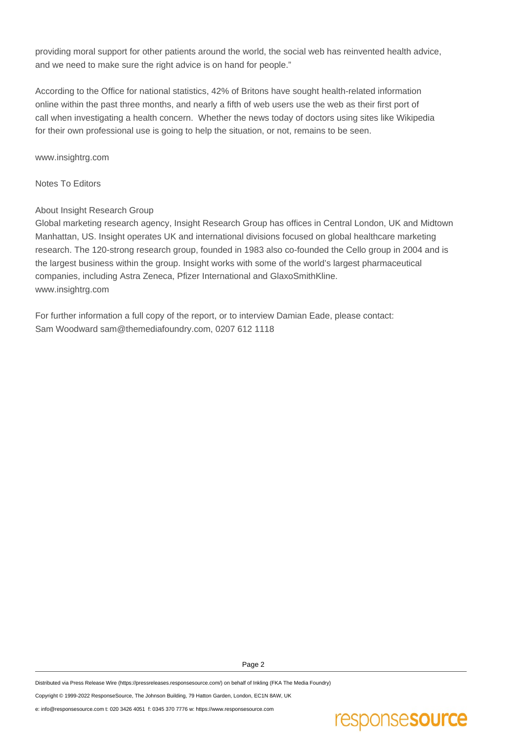providing moral support for other patients around the world, the social web has reinvented health advice, and we need to make sure the right advice is on hand for people."

According to the Office for national statistics, 42% of Britons have sought health-related information online within the past three months, and nearly a fifth of web users use the web as their first port of call when investigating a health concern. Whether the news today of doctors using sites like Wikipedia for their own professional use is going to help the situation, or not, remains to be seen.

www.insightrg.com

Notes To Editors

About Insight Research Group
Global marketing research agency, Insight Research Group has offices in Central London, UK and Midtown Manhattan, US. Insight operates UK and international divisions focused on global healthcare marketing research. The 120-strong research group, founded in 1983 also co-founded the Cello group in 2004 and is the largest business within the group. Insight works with some of the world's largest pharmaceutical companies, including Astra Zeneca, Pfizer International and GlaxoSmithKline.
www.insightrg.com

For further information a full copy of the report, or to interview Damian Eade, please contact:
Sam Woodward sam@themediafoundry.com, 0207 612 1118

Distributed via Press Release Wire (https://pressreleases.responsesource.com/) on behalf of Inkling (FKA The Media Foundry)

Copyright © 1999-2022 ResponseSource, The Johnson Building, 79 Hatton Garden, London, EC1N 8AW, UK

e: info@responsesource.com t: 020 3426 4051 f: 0345 370 7776 w: https://www.responsesource.com